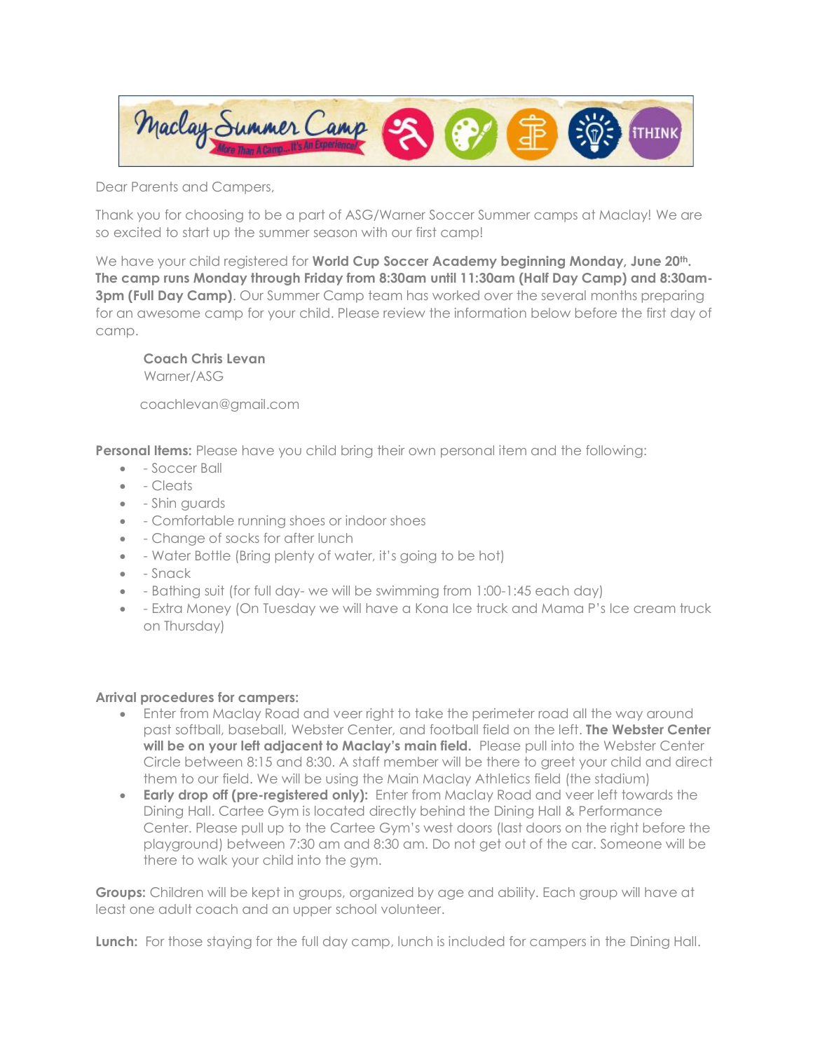Maclay Summer Camp
More Than A Camp...It's An Experience!
iTHINK

Dear Parents and Campers,

Thank you for choosing to be a part of ASG/Warner Soccer Summer camps at Maclay! We are so excited to start up the summer season with our first camp!

We have your child registered for **World Cup Soccer Academy beginning Monday, June 20th. The camp runs Monday through Friday from 8:30am until 11:30am (Half Day Camp) and 8:30am-3pm (Full Day Camp)**. Our Summer Camp team has worked over the several months preparing for an awesome camp for your child. Please review the information below before the first day of camp.

**Coach Chris Levan**
Warner/ASG

coachlevan@gmail.com

**Personal Items:** Please have you child bring their own personal item and the following:

- - Soccer Ball
- - Cleats
- - Shin guards
- - Comfortable running shoes or indoor shoes
- - Change of socks for after lunch
- - Water Bottle (Bring plenty of water, it's going to be hot)
- - Snack
- - Bathing suit (for full day- we will be swimming from 1:00-1:45 each day)
- - Extra Money (On Tuesday we will have a Kona Ice truck and Mama P's Ice cream truck on Thursday)

**Arrival procedures for campers:**

- Enter from Maclay Road and veer right to take the perimeter road all the way around past softball, baseball, Webster Center, and football field on the left. **The Webster Center will be on your left adjacent to Maclay's main field.** Please pull into the Webster Center Circle between 8:15 and 8:30. A staff member will be there to greet your child and direct them to our field. We will be using the Main Maclay Athletics field (the stadium)
- **Early drop off (pre-registered only):** Enter from Maclay Road and veer left towards the Dining Hall. Cartee Gym is located directly behind the Dining Hall & Performance Center. Please pull up to the Cartee Gym's west doors (last doors on the right before the playground) between 7:30 am and 8:30 am. Do not get out of the car. Someone will be there to walk your child into the gym.

**Groups:** Children will be kept in groups, organized by age and ability. Each group will have at least one adult coach and an upper school volunteer.

**Lunch:** For those staying for the full day camp, lunch is included for campers in the Dining Hall.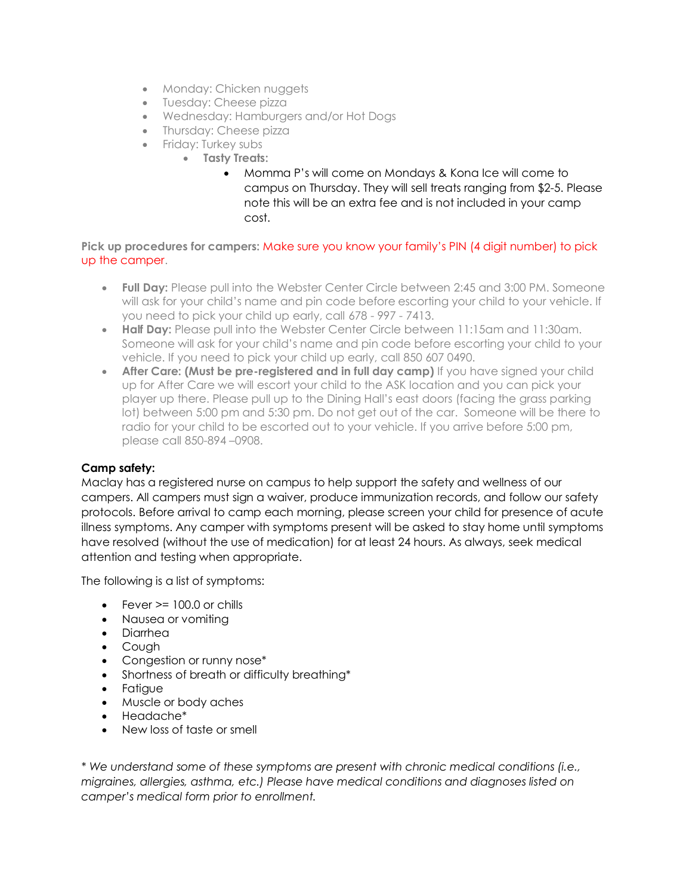- Monday: Chicken nuggets
- Tuesday: Cheese pizza
- Wednesday: Hamburgers and/or Hot Dogs
- Thursday: Cheese pizza
- Friday: Turkey subs
    - **Tasty Treats:**
        - Momma P's will come on Mondays & Kona Ice will come to campus on Thursday. They will sell treats ranging from $2-5. Please note this will be an extra fee and is not included in your camp cost.

**Pick up procedures for campers:** Make sure you know your family's PIN (4 digit number) to pick up the camper.

- **Full Day:** Please pull into the Webster Center Circle between 2:45 and 3:00 PM. Someone will ask for your child's name and pin code before escorting your child to your vehicle. If you need to pick your child up early, call 678 - 997 - 7413.
- **Half Day:** Please pull into the Webster Center Circle between 11:15am and 11:30am. Someone will ask for your child's name and pin code before escorting your child to your vehicle. If you need to pick your child up early, call 850 607 0490.
- **After Care: (Must be pre-registered and in full day camp)** If you have signed your child up for After Care we will escort your child to the ASK location and you can pick your player up there. Please pull up to the Dining Hall's east doors (facing the grass parking lot) between 5:00 pm and 5:30 pm. Do not get out of the car. Someone will be there to radio for your child to be escorted out to your vehicle. If you arrive before 5:00 pm, please call 850-894 –0908.

**Camp safety:**
Maclay has a registered nurse on campus to help support the safety and wellness of our campers. All campers must sign a waiver, produce immunization records, and follow our safety protocols. Before arrival to camp each morning, please screen your child for presence of acute illness symptoms. Any camper with symptoms present will be asked to stay home until symptoms have resolved (without the use of medication) for at least 24 hours. As always, seek medical attention and testing when appropriate.

The following is a list of symptoms:

- Fever >= 100.0 or chills
- Nausea or vomiting
- Diarrhea
- Cough
- Congestion or runny nose*
- Shortness of breath or difficulty breathing*
- Fatigue
- Muscle or body aches
- Headache*
- New loss of taste or smell

*\* We understand some of these symptoms are present with chronic medical conditions (i.e., migraines, allergies, asthma, etc.) Please have medical conditions and diagnoses listed on camper's medical form prior to enrollment.*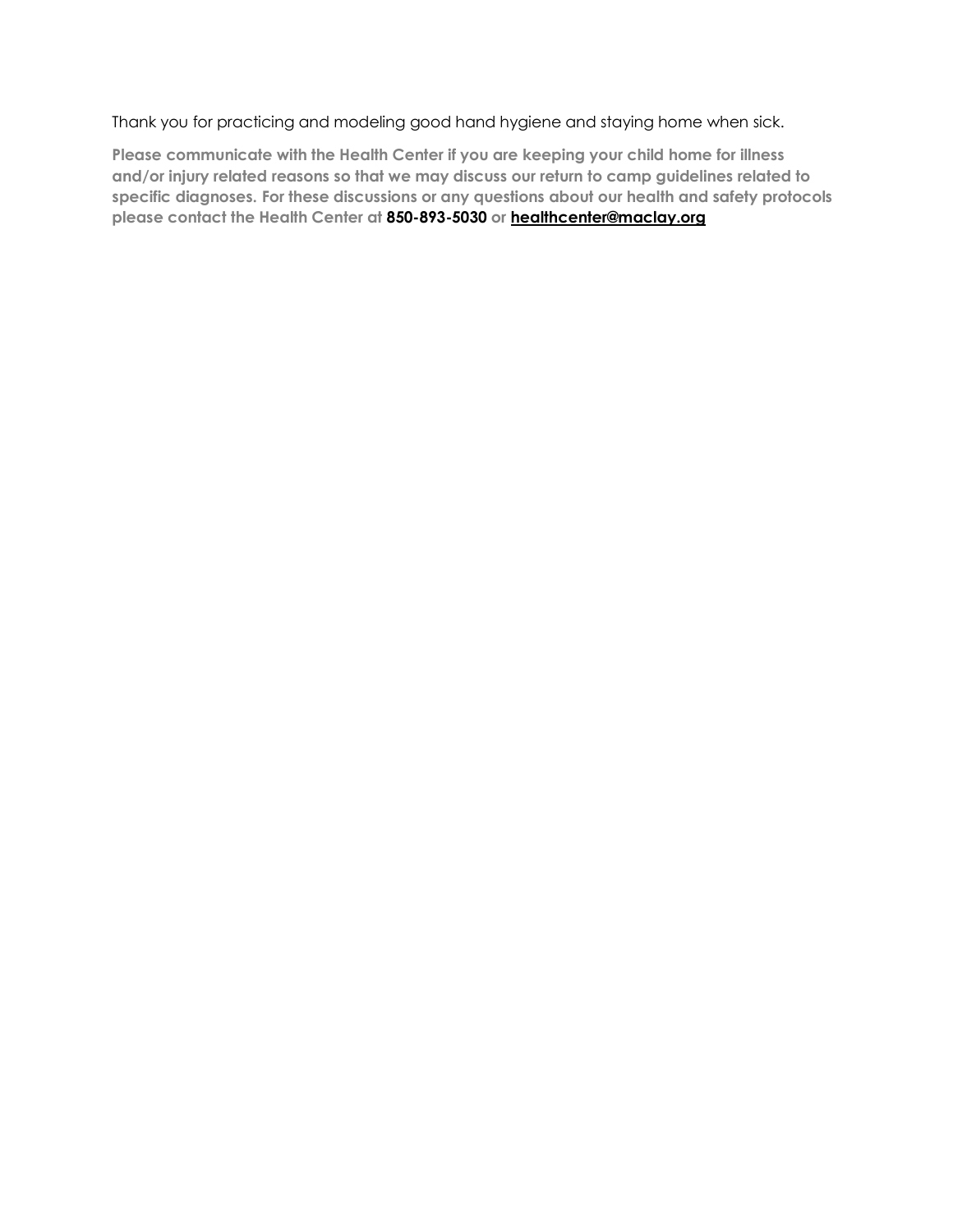Thank you for practicing and modeling good hand hygiene and staying home when sick.

**Please communicate with the Health Center if you are keeping your child home for illness and/or injury related reasons so that we may discuss our return to camp guidelines related to specific diagnoses. For these discussions or any questions about our health and safety protocols please contact the Health Center at 850-893-5030 or healthcenter@maclay.org**